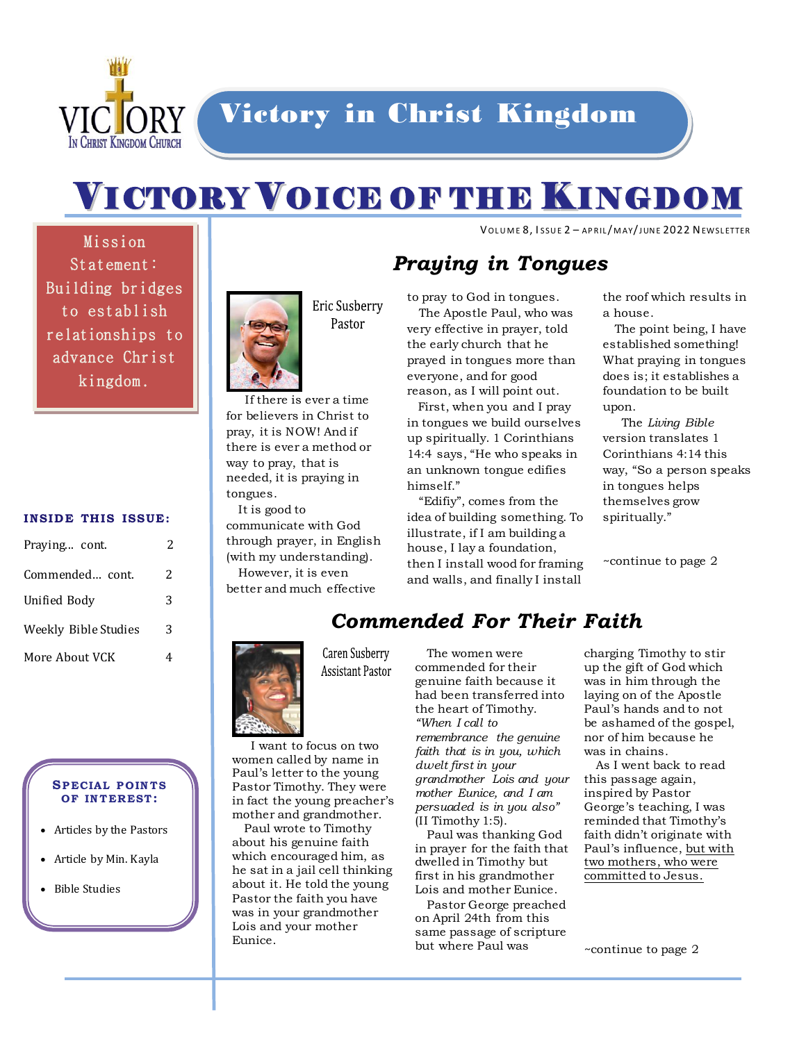# Victory in Christ Kingdom

# VICTORY VOICE OF THE KINGDOM

VOLUME 8, ISSUE 2 – APRIL/MAY/JUNE 2022 NEWSLETTER

**Mission Statement: Building bridges to establish relationships to advance Christ kingdom.**

**INSIDE THIS ISSUE:**

| | |
|---|---|
| Praying... cont. | 2 |
| Commended... cont. | 2 |
| Unified Body | 3 |
| Weekly Bible Studies | 3 |
| More About VCK | 4 |

**SPECIAL POINTS OF INTEREST:**

- Articles by the Pastors
- Article by Min. Kayla
- Bible Studies

## *Praying in Tongues*

Eric Susberry
Pastor

If there is ever a time for believers in Christ to pray, it is NOW! And if there is ever a method or way to pray, that is needed, it is praying in tongues.

It is good to communicate with God through prayer, in English (with my understanding).

However, it is even better and much effective to pray to God in tongues.

The Apostle Paul, who was very effective in prayer, told the early church that he prayed in tongues more than everyone, and for good reason, as I will point out.

First, when you and I pray in tongues we build ourselves up spiritually. 1 Corinthians 14:4 says, "He who speaks in an unknown tongue edifies himself."

"Edifiy", comes from the idea of building something. To illustrate, if I am building a house, I lay a foundation, then I install wood for framing and walls, and finally I install the roof which results in a house.

The point being, I have established something! What praying in tongues does is; it establishes a foundation to be built upon.

The *Living Bible* version translates 1 Corinthians 4:14 this way, "So a person speaks in tongues helps themselves grow spiritually."

~continue to page 2

## *Commended For Their Faith*

Caren Susberry
Assistant Pastor

I want to focus on two women called by name in Paul's letter to the young Pastor Timothy. They were in fact the young preacher's mother and grandmother.

Paul wrote to Timothy about his genuine faith which encouraged him, as he sat in a jail cell thinking about it. He told the young Pastor the faith you have was in your grandmother Lois and your mother Eunice.

The women were commended for their genuine faith because it had been transferred into the heart of Timothy. *"When I call to remembrance the genuine faith that is in you, which dwelt first in your grandmother Lois and your mother Eunice, and I am persuaded is in you also"* (II Timothy 1:5).

Paul was thanking God in prayer for the faith that dwelled in Timothy but first in his grandmother Lois and mother Eunice.

Pastor George preached on April 24th from this same passage of scripture but where Paul was charging Timothy to stir up the gift of God which was in him through the laying on of the Apostle Paul's hands and to not be ashamed of the gospel, nor of him because he was in chains.

As I went back to read this passage again, inspired by Pastor George's teaching, I was reminded that Timothy's faith didn't originate with Paul's influence, but with two mothers, who were committed to Jesus.

~continue to page 2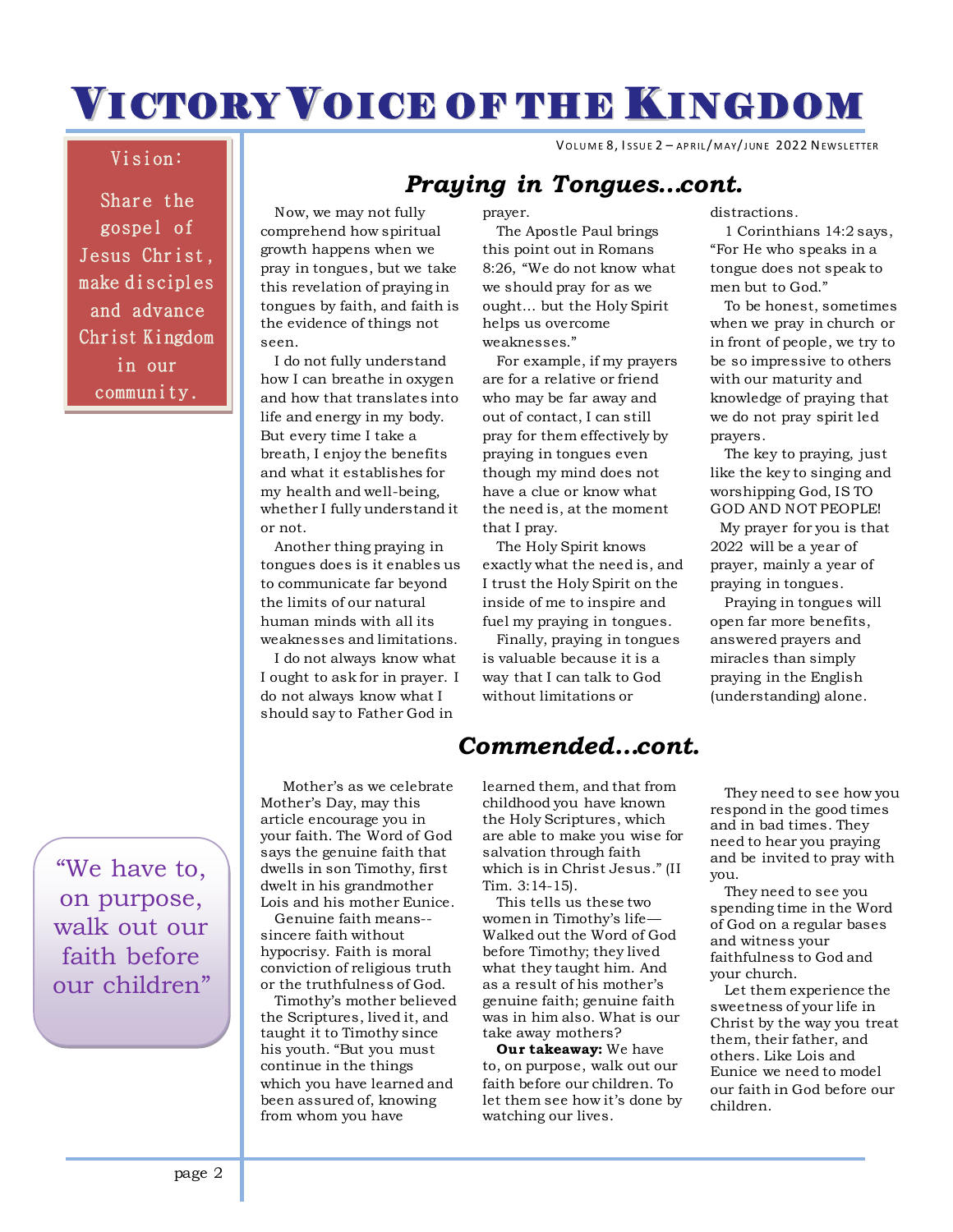# VICTORY VOICE OF THE KINGDOM

Vision:

Share the gospel of Jesus Christ, make disciples and advance Christ Kingdom in our community.

## *Praying in Tongues…cont.*

Now, we may not fully comprehend how spiritual growth happens when we pray in tongues, but we take this revelation of praying in tongues by faith, and faith is the evidence of things not seen.

I do not fully understand how I can breathe in oxygen and how that translates into life and energy in my body. But every time I take a breath, I enjoy the benefits and what it establishes for my health and well-being, whether I fully understand it or not.

Another thing praying in tongues does is it enables us to communicate far beyond the limits of our natural human minds with all its weaknesses and limitations.

I do not always know what I ought to ask for in prayer. I do not always know what I should say to Father God in prayer.

The Apostle Paul brings this point out in Romans 8:26, "We do not know what we should pray for as we ought… but the Holy Spirit helps us overcome weaknesses."

For example, if my prayers are for a relative or friend who may be far away and out of contact, I can still pray for them effectively by praying in tongues even though my mind does not have a clue or know what the need is, at the moment that I pray.

The Holy Spirit knows exactly what the need is, and I trust the Holy Spirit on the inside of me to inspire and fuel my praying in tongues.

Finally, praying in tongues is valuable because it is a way that I can talk to God without limitations or distractions.

1 Corinthians 14:2 says, "For He who speaks in a tongue does not speak to men but to God."

To be honest, sometimes when we pray in church or in front of people, we try to be so impressive to others with our maturity and knowledge of praying that we do not pray spirit led prayers.

The key to praying, just like the key to singing and worshipping God, IS TO GOD AND NOT PEOPLE!

My prayer for you is that 2022 will be a year of prayer, mainly a year of praying in tongues.

Praying in tongues will open far more benefits, answered prayers and miracles than simply praying in the English (understanding) alone.

## *Commended…cont.*

Mother's as we celebrate Mother's Day, may this article encourage you in your faith. The Word of God says the genuine faith that dwells in son Timothy, first dwelt in his grandmother Lois and his mother Eunice.

Genuine faith means--sincere faith without hypocrisy. Faith is moral conviction of religious truth or the truthfulness of God.

Timothy's mother believed the Scriptures, lived it, and taught it to Timothy since his youth. "But you must continue in the things which you have learned and been assured of, knowing from whom you have learned them, and that from childhood you have known the Holy Scriptures, which are able to make you wise for salvation through faith which is in Christ Jesus." (II Tim. 3:14-15).

This tells us these two women in Timothy's life—Walked out the Word of God before Timothy; they lived what they taught him. And as a result of his mother's genuine faith; genuine faith was in him also. What is our take away mothers?

**Our takeaway:** We have to, on purpose, walk out our faith before our children. To let them see how it's done by watching our lives.

They need to see how you respond in the good times and in bad times. They need to hear you praying and be invited to pray with you.

They need to see you spending time in the Word of God on a regular bases and witness your faithfulness to God and your church.

Let them experience the sweetness of your life in Christ by the way you treat them, their father, and others. Like Lois and Eunice we need to model our faith in God before our children.

"We have to, on purpose, walk out our faith before our children"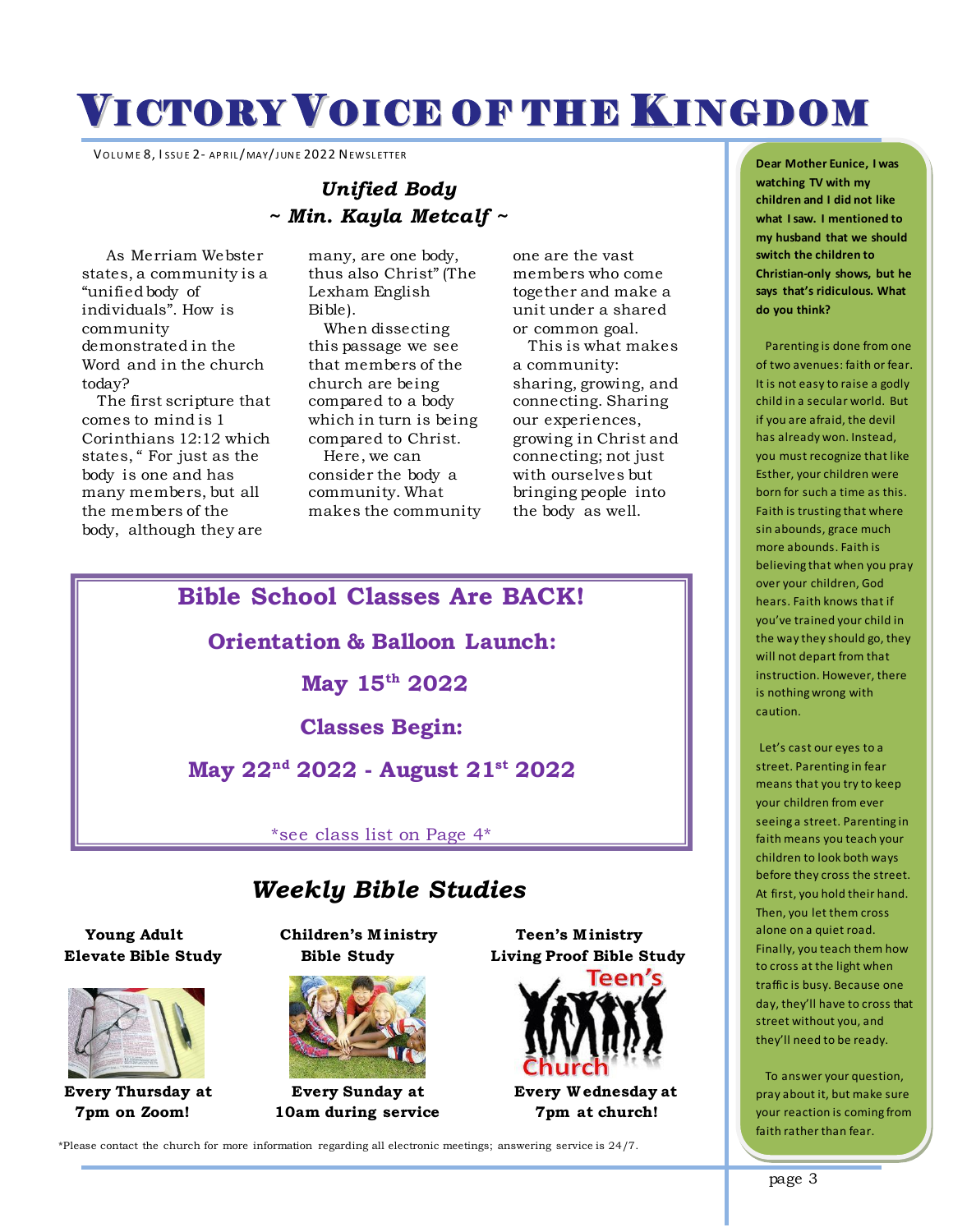# Victory Voice of the Kingdom

Volume 8, Issue 2- April/May/June 2022 Newsletter

## *Unified Body*
### *~ Min. Kayla Metcalf ~*

As Merriam Webster states, a community is a "unified body of individuals". How is community demonstrated in the Word and in the church today?

The first scripture that comes to mind is 1 Corinthians 12:12 which states, " For just as the body is one and has many members, but all the members of the body, although they are many, are one body, thus also Christ" (The Lexham English Bible).

When dissecting this passage we see that members of the church are being compared to a body which in turn is being compared to Christ.

Here, we can consider the body a community. What makes the community one are the vast members who come together and make a unit under a shared or common goal.

This is what makes a community: sharing, growing, and connecting. Sharing our experiences, growing in Christ and connecting; not just with ourselves but bringing people into the body as well.

## Bible School Classes Are BACK!

**Orientation & Balloon Launch:**

**May 15th 2022**

**Classes Begin:**

**May 22nd 2022 - August 21st 2022**

\*see class list on Page 4\*

## *Weekly Bible Studies*

**Young Adult Elevate Bible Study**

**Every Thursday at 7pm on Zoom!**

**Children's Ministry Bible Study**

**Every Sunday at 10am during service**

**Teen's Ministry Living Proof Bible Study**

Teen's Church

**Every Wednesday at 7pm at church!**

\*Please contact the church for more information regarding all electronic meetings; answering service is 24/7.

**Dear Mother Eunice, I was watching TV with my children and I did not like what I saw. I mentioned to my husband that we should switch the children to Christian-only shows, but he says that's ridiculous. What do you think?**

Parenting is done from one of two avenues: faith or fear. It is not easy to raise a godly child in a secular world. But if you are afraid, the devil has already won. Instead, you must recognize that like Esther, your children were born for such a time as this. Faith is trusting that where sin abounds, grace much more abounds. Faith is believing that when you pray over your children, God hears. Faith knows that if you've trained your child in the way they should go, they will not depart from that instruction. However, there is nothing wrong with caution.

Let's cast our eyes to a street. Parenting in fear means that you try to keep your children from ever seeing a street. Parenting in faith means you teach your children to look both ways before they cross the street. At first, you hold their hand. Then, you let them cross alone on a quiet road. Finally, you teach them how to cross at the light when traffic is busy. Because one day, they'll have to cross that street without you, and they'll need to be ready.

To answer your question, pray about it, but make sure your reaction is coming from faith rather than fear.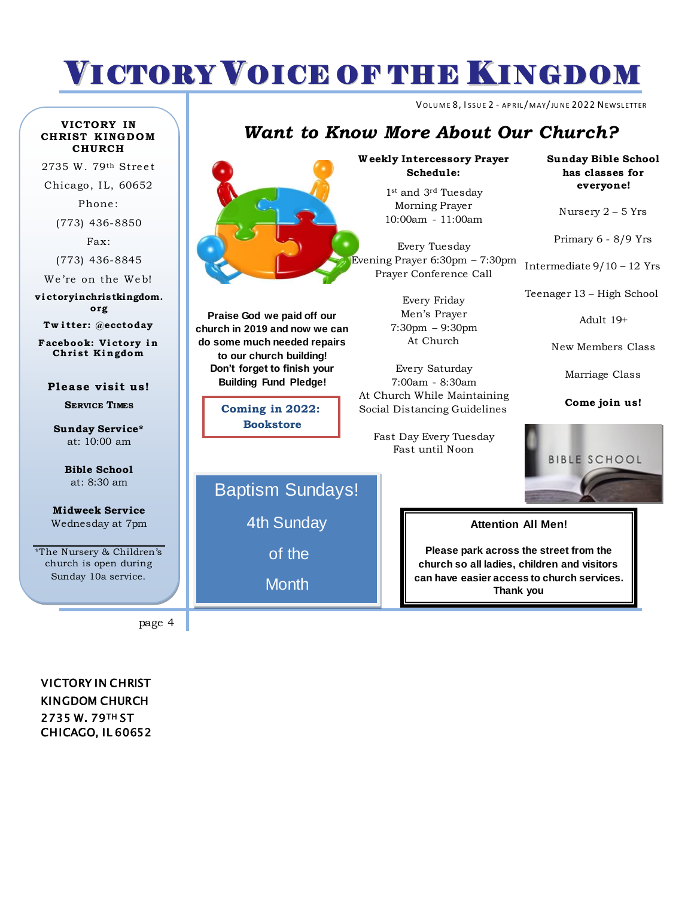# Victory Voice of the Kingdom

**VICTORY IN CHRIST KINGDOM CHURCH**

2735 W. 79th Street
Chicago, IL, 60652
Phone:
(773) 436-8850
Fax:
(773) 436-8845

We're on the Web!
**victoryinchristkingdom.org**
**Twitter: @ecctoday**
**Facebook: Victory in Christ Kingdom**

**Please visit us!**

**Service Times**

**Sunday Service***
at: 10:00 am

**Bible School**
at: 8:30 am

**Midweek Service**
Wednesday at 7pm

*The Nursery & Children's church is open during Sunday 10a service.

## *Want to Know More About Our Church?*

**Praise God we paid off our church in 2019 and now we can do some much needed repairs to our church building! Don't forget to finish your Building Fund Pledge!**

**Coming in 2022: Bookstore**

**Weekly Intercessory Prayer Schedule:**

1st and 3rd Tuesday
Morning Prayer
10:00am - 11:00am

Every Tuesday
Evening Prayer 6:30pm – 7:30pm
Prayer Conference Call

Every Friday
Men's Prayer
7:30pm – 9:30pm
At Church

Every Saturday
7:00am - 8:30am
At Church While Maintaining Social Distancing Guidelines

Fast Day Every Tuesday
Fast until Noon

**Sunday Bible School has classes for everyone!**

Nursery 2 – 5 Yrs

Primary 6 - 8/9 Yrs

Intermediate 9/10 – 12 Yrs

Teenager 13 – High School

Adult 19+

New Members Class

Marriage Class

**Come join us!**

Baptism Sundays!
4th Sunday of the Month

**Attention All Men!**

**Please park across the street from the church so all ladies, children and visitors can have easier access to church services. Thank you**

VICTORY IN CHRIST KINGDOM CHURCH
2735 W. 79TH ST
CHICAGO, IL 60652